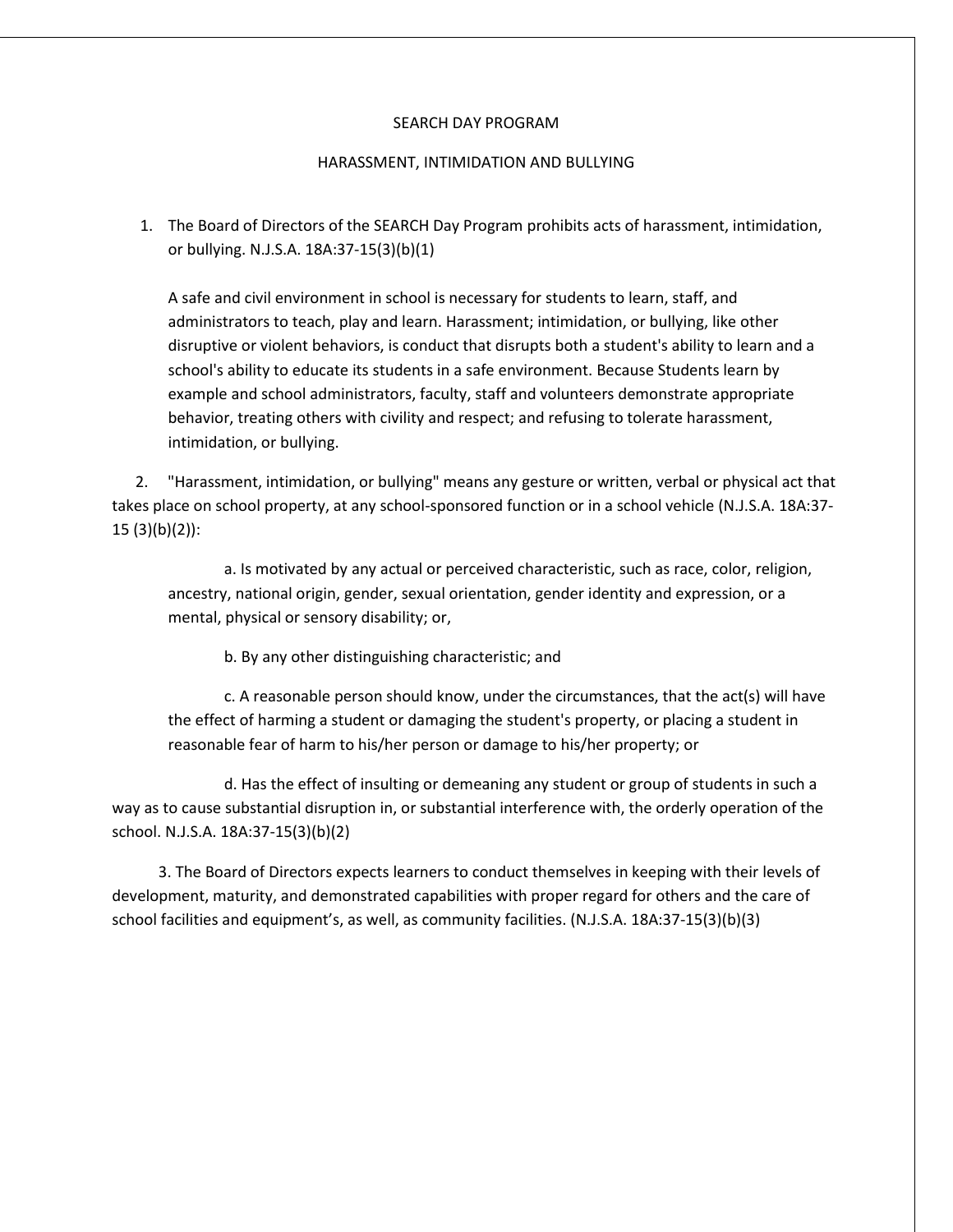# SEARCH DAY PROGRAM

## HARASSMENT, INTIMIDATION AND BULLYING

1. The Board of Directors of the SEARCH Day Program prohibits acts of harassment, intimidation, or bullying. N.J.S.A. 18A:37-15(3)(b)(1)

   A safe and civil environment in school is necessary for students to learn, staff, and administrators to teach, play and learn. Harassment; intimidation, or bullying, like other disruptive or violent behaviors, is conduct that disrupts both a student's ability to learn and a school's ability to educate its students in a safe environment. Because Students learn by example and school administrators, faculty, staff and volunteers demonstrate appropriate behavior, treating others with civility and respect; and refusing to tolerate harassment, intimidation, or bullying.

2. "Harassment, intimidation, or bullying" means any gesture or written, verbal or physical act that takes place on school property, at any school-sponsored function or in a school vehicle (N.J.S.A. 18A:37-15 (3)(b)(2)):

   a. Is motivated by any actual or perceived characteristic, such as race, color, religion, ancestry, national origin, gender, sexual orientation, gender identity and expression, or a mental, physical or sensory disability; or,

   b. By any other distinguishing characteristic; and

   c. A reasonable person should know, under the circumstances, that the act(s) will have the effect of harming a student or damaging the student's property, or placing a student in reasonable fear of harm to his/her person or damage to his/her property; or

   d. Has the effect of insulting or demeaning any student or group of students in such a way as to cause substantial disruption in, or substantial interference with, the orderly operation of the school. N.J.S.A. 18A:37-15(3)(b)(2)

3. The Board of Directors expects learners to conduct themselves in keeping with their levels of development, maturity, and demonstrated capabilities with proper regard for others and the care of school facilities and equipment's, as well, as community facilities. (N.J.S.A. 18A:37-15(3)(b)(3)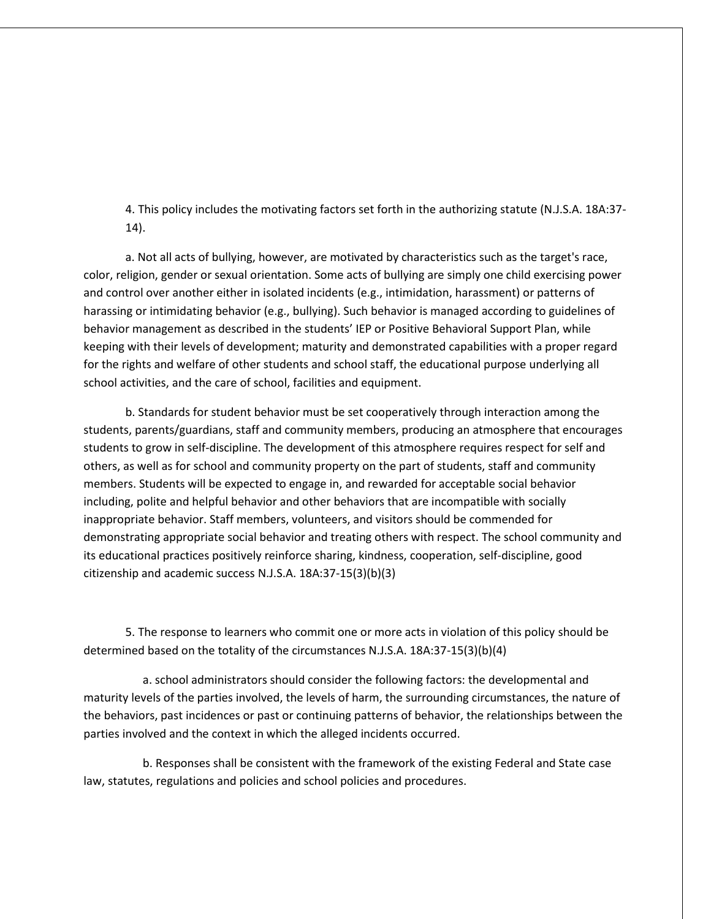4. This policy includes the motivating factors set forth in the authorizing statute (N.J.S.A. 18A:37-14).

a. Not all acts of bullying, however, are motivated by characteristics such as the target's race, color, religion, gender or sexual orientation. Some acts of bullying are simply one child exercising power and control over another either in isolated incidents (e.g., intimidation, harassment) or patterns of harassing or intimidating behavior (e.g., bullying). Such behavior is managed according to guidelines of behavior management as described in the students' IEP or Positive Behavioral Support Plan, while keeping with their levels of development; maturity and demonstrated capabilities with a proper regard for the rights and welfare of other students and school staff, the educational purpose underlying all school activities, and the care of school, facilities and equipment.

b. Standards for student behavior must be set cooperatively through interaction among the students, parents/guardians, staff and community members, producing an atmosphere that encourages students to grow in self-discipline. The development of this atmosphere requires respect for self and others, as well as for school and community property on the part of students, staff and community members. Students will be expected to engage in, and rewarded for acceptable social behavior including, polite and helpful behavior and other behaviors that are incompatible with socially inappropriate behavior. Staff members, volunteers, and visitors should be commended for demonstrating appropriate social behavior and treating others with respect. The school community and its educational practices positively reinforce sharing, kindness, cooperation, self-discipline, good citizenship and academic success N.J.S.A. 18A:37-15(3)(b)(3)

5. The response to learners who commit one or more acts in violation of this policy should be determined based on the totality of the circumstances N.J.S.A. 18A:37-15(3)(b)(4)

a. school administrators should consider the following factors: the developmental and maturity levels of the parties involved, the levels of harm, the surrounding circumstances, the nature of the behaviors, past incidences or past or continuing patterns of behavior, the relationships between the parties involved and the context in which the alleged incidents occurred.

b. Responses shall be consistent with the framework of the existing Federal and State case law, statutes, regulations and policies and school policies and procedures.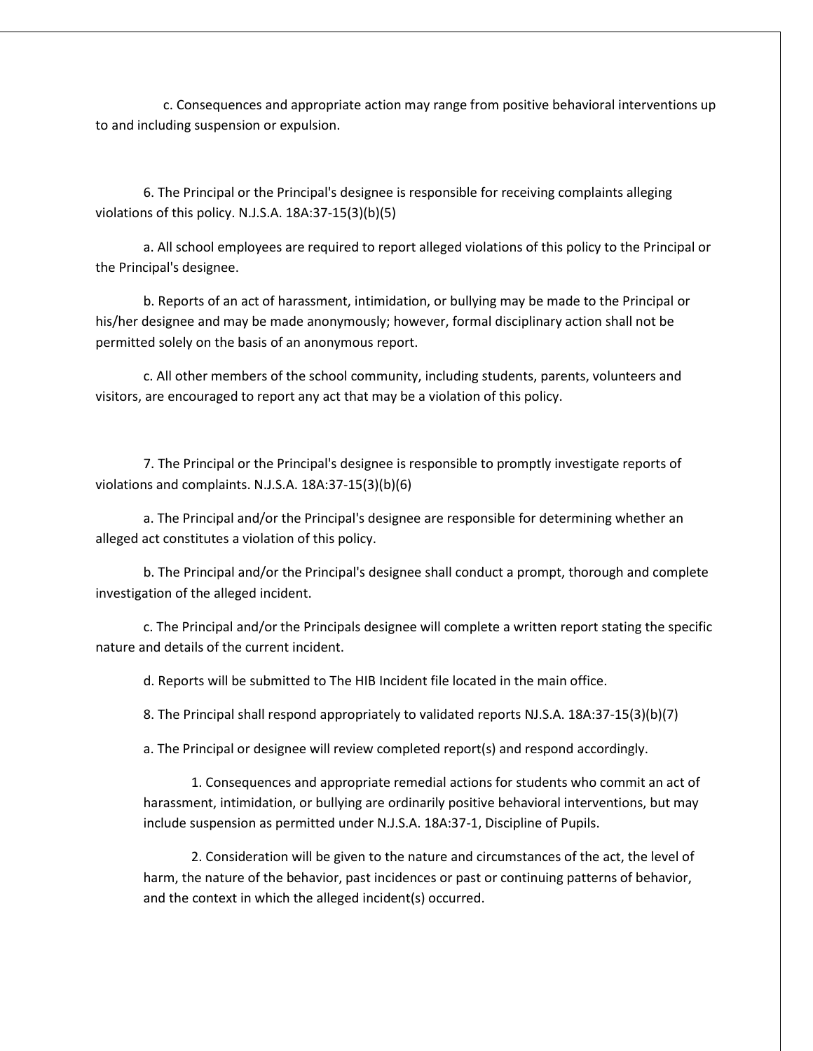c. Consequences and appropriate action may range from positive behavioral interventions up to and including suspension or expulsion.

6. The Principal or the Principal's designee is responsible for receiving complaints alleging violations of this policy. N.J.S.A. 18A:37-15(3)(b)(5)

a. All school employees are required to report alleged violations of this policy to the Principal or the Principal's designee.

b. Reports of an act of harassment, intimidation, or bullying may be made to the Principal or his/her designee and may be made anonymously; however, formal disciplinary action shall not be permitted solely on the basis of an anonymous report.

c. All other members of the school community, including students, parents, volunteers and visitors, are encouraged to report any act that may be a violation of this policy.

7. The Principal or the Principal's designee is responsible to promptly investigate reports of violations and complaints. N.J.S.A. 18A:37-15(3)(b)(6)

a. The Principal and/or the Principal's designee are responsible for determining whether an alleged act constitutes a violation of this policy.

b. The Principal and/or the Principal's designee shall conduct a prompt, thorough and complete investigation of the alleged incident.

c. The Principal and/or the Principals designee will complete a written report stating the specific nature and details of the current incident.

d. Reports will be submitted to The HIB Incident file located in the main office.

8. The Principal shall respond appropriately to validated reports NJ.S.A. 18A:37-15(3)(b)(7)

a. The Principal or designee will review completed report(s) and respond accordingly.

> 1. Consequences and appropriate remedial actions for students who commit an act of harassment, intimidation, or bullying are ordinarily positive behavioral interventions, but may include suspension as permitted under N.J.S.A. 18A:37-1, Discipline of Pupils.
>
> 2. Consideration will be given to the nature and circumstances of the act, the level of harm, the nature of the behavior, past incidences or past or continuing patterns of behavior, and the context in which the alleged incident(s) occurred.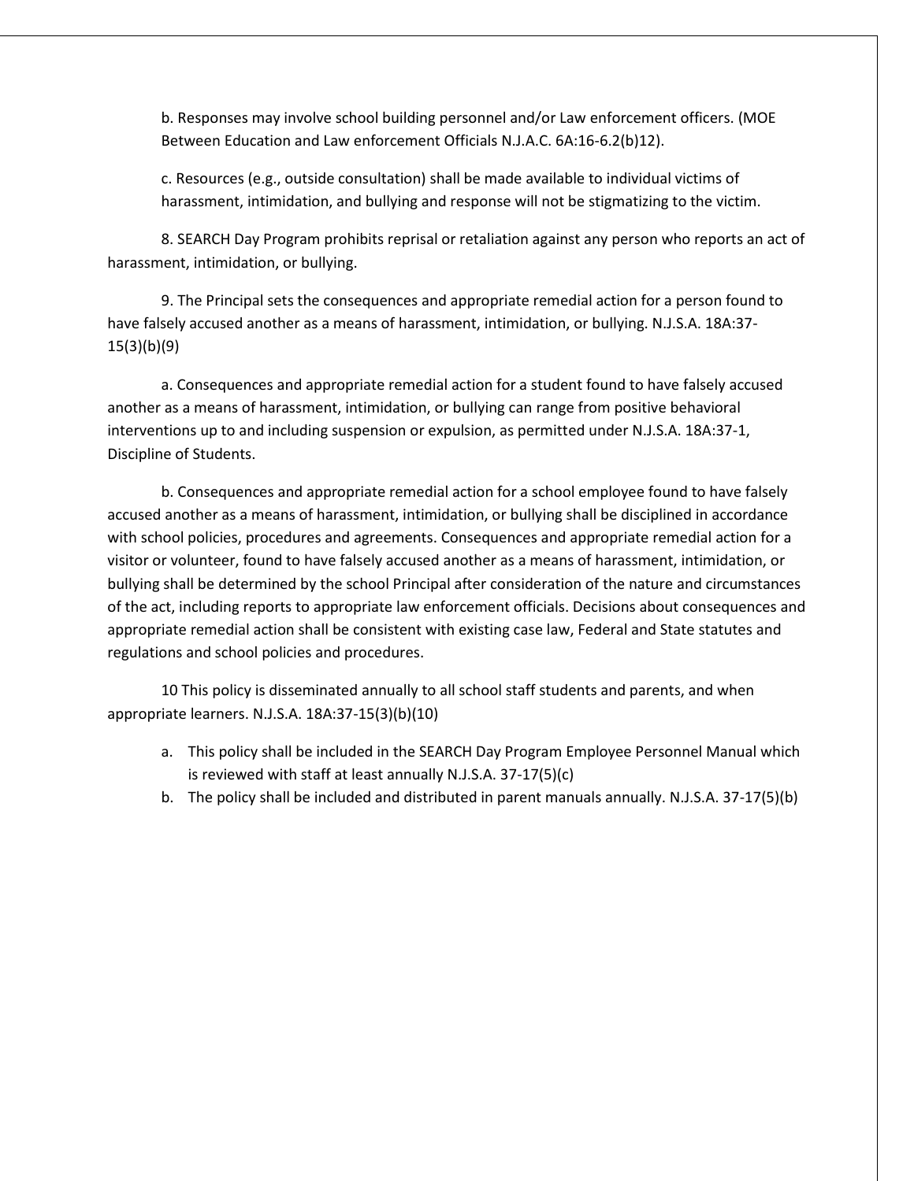b. Responses may involve school building personnel and/or Law enforcement officers. (MOE Between Education and Law enforcement Officials N.J.A.C. 6A:16-6.2(b)12).

c. Resources (e.g., outside consultation) shall be made available to individual victims of harassment, intimidation, and bullying and response will not be stigmatizing to the victim.

8. SEARCH Day Program prohibits reprisal or retaliation against any person who reports an act of harassment, intimidation, or bullying.

9. The Principal sets the consequences and appropriate remedial action for a person found to have falsely accused another as a means of harassment, intimidation, or bullying. N.J.S.A. 18A:37-15(3)(b)(9)

a. Consequences and appropriate remedial action for a student found to have falsely accused another as a means of harassment, intimidation, or bullying can range from positive behavioral interventions up to and including suspension or expulsion, as permitted under N.J.S.A. 18A:37-1, Discipline of Students.

b. Consequences and appropriate remedial action for a school employee found to have falsely accused another as a means of harassment, intimidation, or bullying shall be disciplined in accordance with school policies, procedures and agreements. Consequences and appropriate remedial action for a visitor or volunteer, found to have falsely accused another as a means of harassment, intimidation, or bullying shall be determined by the school Principal after consideration of the nature and circumstances of the act, including reports to appropriate law enforcement officials. Decisions about consequences and appropriate remedial action shall be consistent with existing case law, Federal and State statutes and regulations and school policies and procedures.

10 This policy is disseminated annually to all school staff students and parents, and when appropriate learners. N.J.S.A. 18A:37-15(3)(b)(10)

a. This policy shall be included in the SEARCH Day Program Employee Personnel Manual which is reviewed with staff at least annually N.J.S.A. 37-17(5)(c)
b. The policy shall be included and distributed in parent manuals annually. N.J.S.A. 37-17(5)(b)